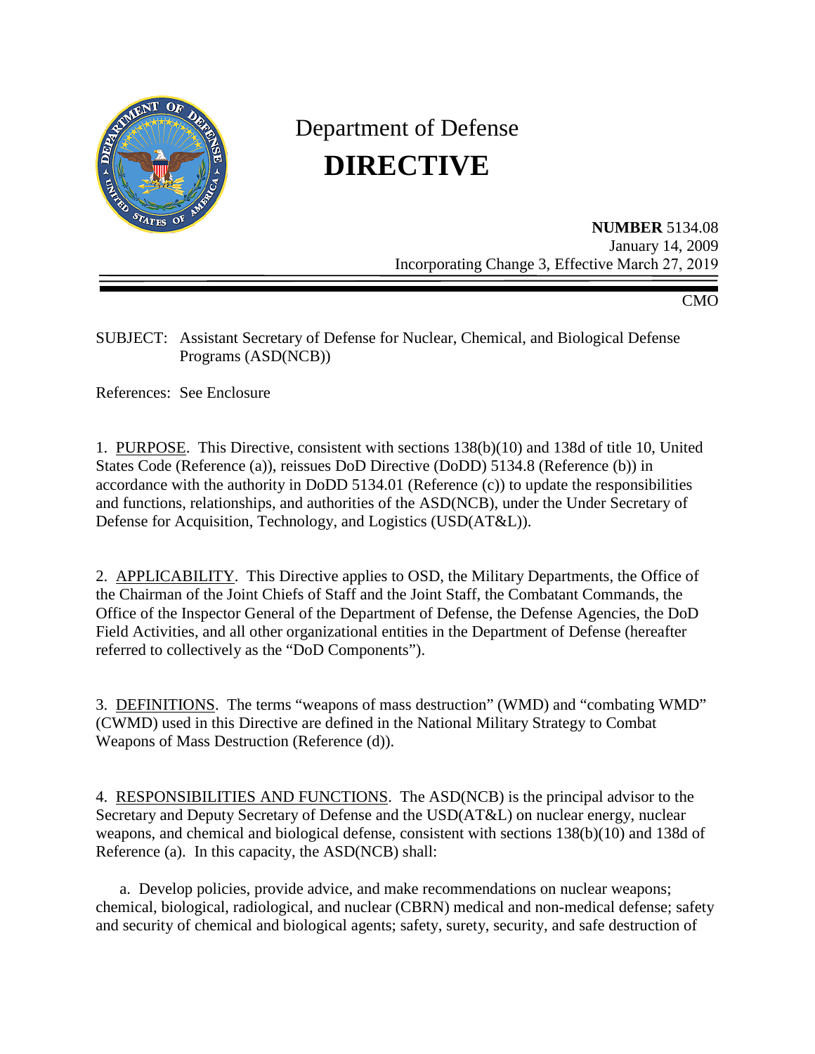# Department of Defense
# DIRECTIVE

**NUMBER** 5134.08
January 14, 2009
Incorporating Change 3, Effective March 27, 2019

CMO

SUBJECT: Assistant Secretary of Defense for Nuclear, Chemical, and Biological Defense Programs (ASD(NCB))

References: See Enclosure

1. PURPOSE. This Directive, consistent with sections 138(b)(10) and 138d of title 10, United States Code (Reference (a)), reissues DoD Directive (DoDD) 5134.8 (Reference (b)) in accordance with the authority in DoDD 5134.01 (Reference (c)) to update the responsibilities and functions, relationships, and authorities of the ASD(NCB), under the Under Secretary of Defense for Acquisition, Technology, and Logistics (USD(AT&L)).

2. APPLICABILITY. This Directive applies to OSD, the Military Departments, the Office of the Chairman of the Joint Chiefs of Staff and the Joint Staff, the Combatant Commands, the Office of the Inspector General of the Department of Defense, the Defense Agencies, the DoD Field Activities, and all other organizational entities in the Department of Defense (hereafter referred to collectively as the "DoD Components").

3. DEFINITIONS. The terms "weapons of mass destruction" (WMD) and "combating WMD" (CWMD) used in this Directive are defined in the National Military Strategy to Combat Weapons of Mass Destruction (Reference (d)).

4. RESPONSIBILITIES AND FUNCTIONS. The ASD(NCB) is the principal advisor to the Secretary and Deputy Secretary of Defense and the USD(AT&L) on nuclear energy, nuclear weapons, and chemical and biological defense, consistent with sections 138(b)(10) and 138d of Reference (a). In this capacity, the ASD(NCB) shall:

a. Develop policies, provide advice, and make recommendations on nuclear weapons; chemical, biological, radiological, and nuclear (CBRN) medical and non-medical defense; safety and security of chemical and biological agents; safety, surety, security, and safe destruction of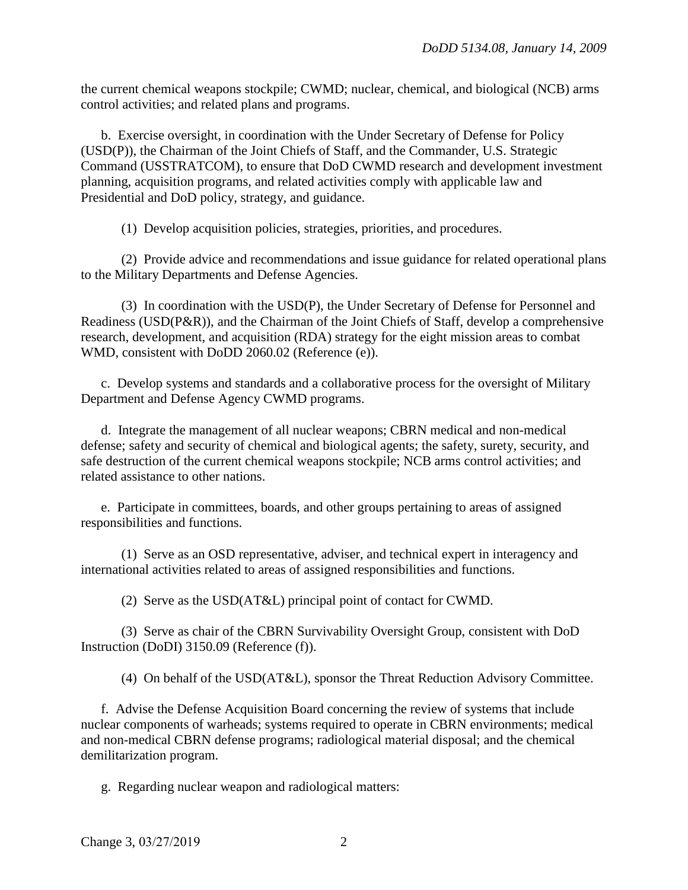the current chemical weapons stockpile; CWMD; nuclear, chemical, and biological (NCB) arms control activities; and related plans and programs.

b. Exercise oversight, in coordination with the Under Secretary of Defense for Policy (USD(P)), the Chairman of the Joint Chiefs of Staff, and the Commander, U.S. Strategic Command (USSTRATCOM), to ensure that DoD CWMD research and development investment planning, acquisition programs, and related activities comply with applicable law and Presidential and DoD policy, strategy, and guidance.

(1) Develop acquisition policies, strategies, priorities, and procedures.

(2) Provide advice and recommendations and issue guidance for related operational plans to the Military Departments and Defense Agencies.

(3) In coordination with the USD(P), the Under Secretary of Defense for Personnel and Readiness (USD(P&R)), and the Chairman of the Joint Chiefs of Staff, develop a comprehensive research, development, and acquisition (RDA) strategy for the eight mission areas to combat WMD, consistent with DoDD 2060.02 (Reference (e)).

c. Develop systems and standards and a collaborative process for the oversight of Military Department and Defense Agency CWMD programs.

d. Integrate the management of all nuclear weapons; CBRN medical and non-medical defense; safety and security of chemical and biological agents; the safety, surety, security, and safe destruction of the current chemical weapons stockpile; NCB arms control activities; and related assistance to other nations.

e. Participate in committees, boards, and other groups pertaining to areas of assigned responsibilities and functions.

(1) Serve as an OSD representative, adviser, and technical expert in interagency and international activities related to areas of assigned responsibilities and functions.

(2) Serve as the USD(AT&L) principal point of contact for CWMD.

(3) Serve as chair of the CBRN Survivability Oversight Group, consistent with DoD Instruction (DoDI) 3150.09 (Reference (f)).

(4) On behalf of the USD(AT&L), sponsor the Threat Reduction Advisory Committee.

f. Advise the Defense Acquisition Board concerning the review of systems that include nuclear components of warheads; systems required to operate in CBRN environments; medical and non-medical CBRN defense programs; radiological material disposal; and the chemical demilitarization program.

g. Regarding nuclear weapon and radiological matters: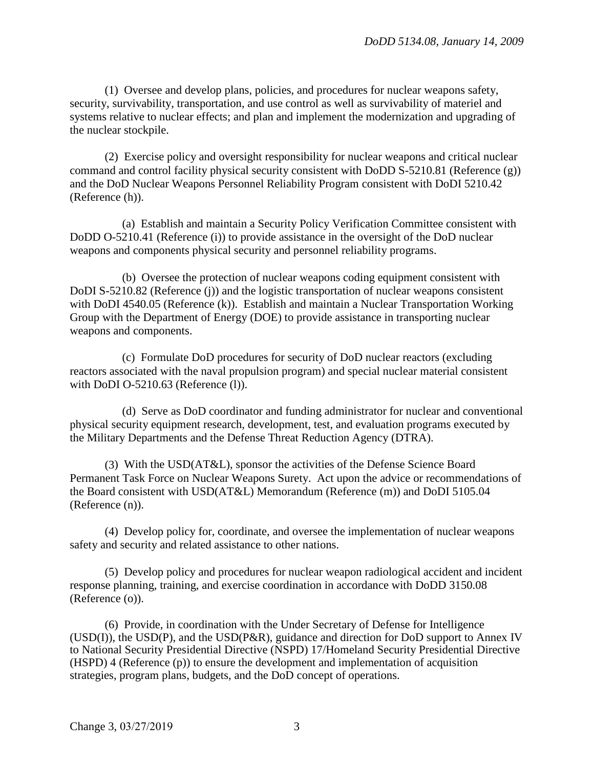(1) Oversee and develop plans, policies, and procedures for nuclear weapons safety, security, survivability, transportation, and use control as well as survivability of materiel and systems relative to nuclear effects; and plan and implement the modernization and upgrading of the nuclear stockpile.

(2) Exercise policy and oversight responsibility for nuclear weapons and critical nuclear command and control facility physical security consistent with DoDD S-5210.81 (Reference (g)) and the DoD Nuclear Weapons Personnel Reliability Program consistent with DoDI 5210.42 (Reference (h)).

(a) Establish and maintain a Security Policy Verification Committee consistent with DoDD O-5210.41 (Reference (i)) to provide assistance in the oversight of the DoD nuclear weapons and components physical security and personnel reliability programs.

(b) Oversee the protection of nuclear weapons coding equipment consistent with DoDI S-5210.82 (Reference (j)) and the logistic transportation of nuclear weapons consistent with DoDI 4540.05 (Reference (k)). Establish and maintain a Nuclear Transportation Working Group with the Department of Energy (DOE) to provide assistance in transporting nuclear weapons and components.

(c) Formulate DoD procedures for security of DoD nuclear reactors (excluding reactors associated with the naval propulsion program) and special nuclear material consistent with DoDI O-5210.63 (Reference (l)).

(d) Serve as DoD coordinator and funding administrator for nuclear and conventional physical security equipment research, development, test, and evaluation programs executed by the Military Departments and the Defense Threat Reduction Agency (DTRA).

(3) With the USD(AT&L), sponsor the activities of the Defense Science Board Permanent Task Force on Nuclear Weapons Surety. Act upon the advice or recommendations of the Board consistent with USD(AT&L) Memorandum (Reference (m)) and DoDI 5105.04 (Reference (n)).

(4) Develop policy for, coordinate, and oversee the implementation of nuclear weapons safety and security and related assistance to other nations.

(5) Develop policy and procedures for nuclear weapon radiological accident and incident response planning, training, and exercise coordination in accordance with DoDD 3150.08 (Reference (o)).

(6) Provide, in coordination with the Under Secretary of Defense for Intelligence (USD(I)), the USD(P), and the USD(P&R), guidance and direction for DoD support to Annex IV to National Security Presidential Directive (NSPD) 17/Homeland Security Presidential Directive (HSPD) 4 (Reference (p)) to ensure the development and implementation of acquisition strategies, program plans, budgets, and the DoD concept of operations.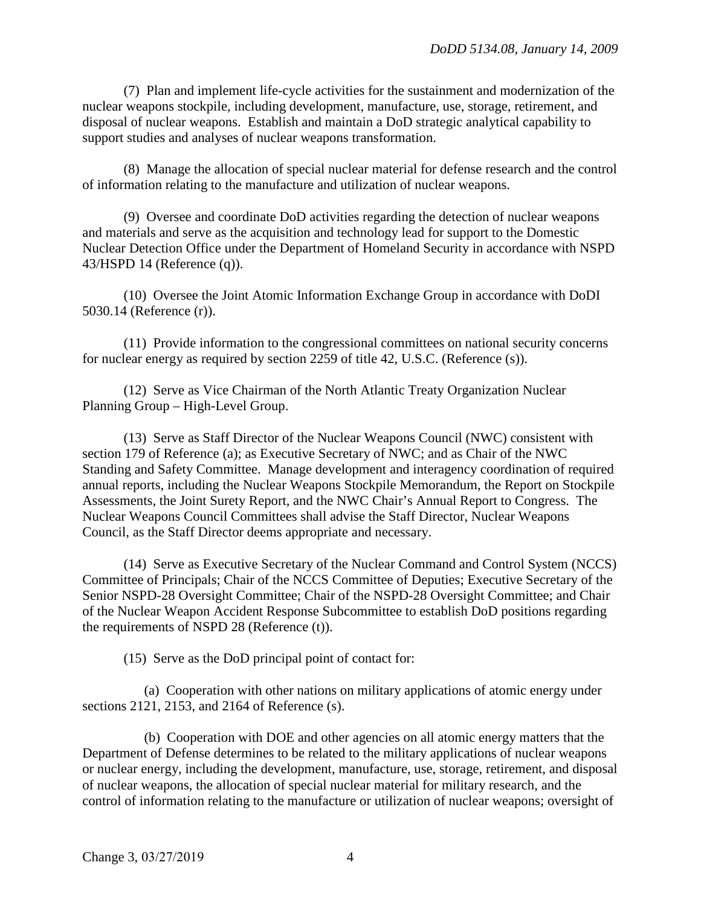(7) Plan and implement life-cycle activities for the sustainment and modernization of the nuclear weapons stockpile, including development, manufacture, use, storage, retirement, and disposal of nuclear weapons. Establish and maintain a DoD strategic analytical capability to support studies and analyses of nuclear weapons transformation.

(8) Manage the allocation of special nuclear material for defense research and the control of information relating to the manufacture and utilization of nuclear weapons.

(9) Oversee and coordinate DoD activities regarding the detection of nuclear weapons and materials and serve as the acquisition and technology lead for support to the Domestic Nuclear Detection Office under the Department of Homeland Security in accordance with NSPD 43/HSPD 14 (Reference (q)).

(10) Oversee the Joint Atomic Information Exchange Group in accordance with DoDI 5030.14 (Reference (r)).

(11) Provide information to the congressional committees on national security concerns for nuclear energy as required by section 2259 of title 42, U.S.C. (Reference (s)).

(12) Serve as Vice Chairman of the North Atlantic Treaty Organization Nuclear Planning Group – High-Level Group.

(13) Serve as Staff Director of the Nuclear Weapons Council (NWC) consistent with section 179 of Reference (a); as Executive Secretary of NWC; and as Chair of the NWC Standing and Safety Committee. Manage development and interagency coordination of required annual reports, including the Nuclear Weapons Stockpile Memorandum, the Report on Stockpile Assessments, the Joint Surety Report, and the NWC Chair's Annual Report to Congress. The Nuclear Weapons Council Committees shall advise the Staff Director, Nuclear Weapons Council, as the Staff Director deems appropriate and necessary.

(14) Serve as Executive Secretary of the Nuclear Command and Control System (NCCS) Committee of Principals; Chair of the NCCS Committee of Deputies; Executive Secretary of the Senior NSPD-28 Oversight Committee; Chair of the NSPD-28 Oversight Committee; and Chair of the Nuclear Weapon Accident Response Subcommittee to establish DoD positions regarding the requirements of NSPD 28 (Reference (t)).

(15) Serve as the DoD principal point of contact for:

(a) Cooperation with other nations on military applications of atomic energy under sections 2121, 2153, and 2164 of Reference (s).

(b) Cooperation with DOE and other agencies on all atomic energy matters that the Department of Defense determines to be related to the military applications of nuclear weapons or nuclear energy, including the development, manufacture, use, storage, retirement, and disposal of nuclear weapons, the allocation of special nuclear material for military research, and the control of information relating to the manufacture or utilization of nuclear weapons; oversight of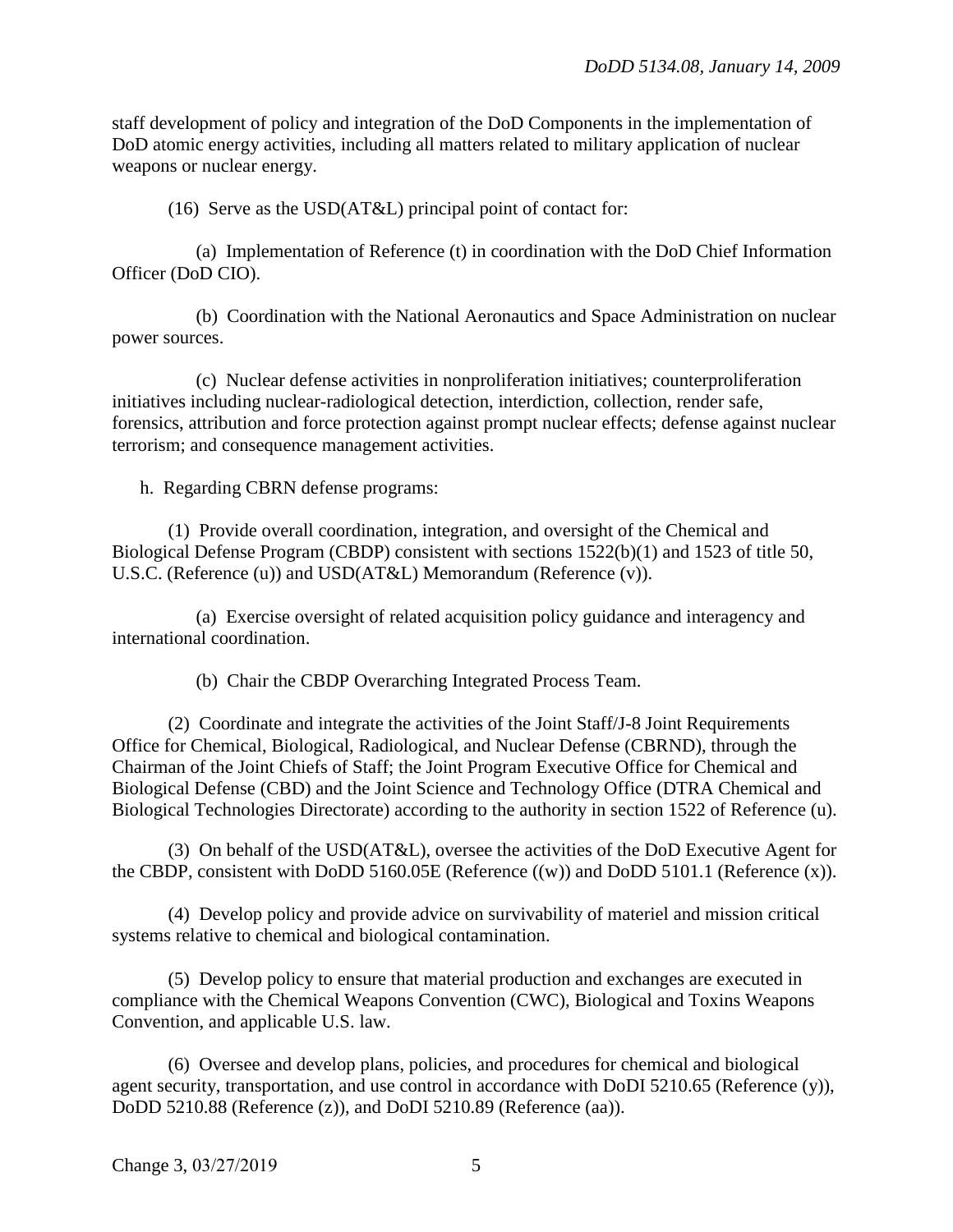staff development of policy and integration of the DoD Components in the implementation of DoD atomic energy activities, including all matters related to military application of nuclear weapons or nuclear energy.

(16) Serve as the USD(AT&L) principal point of contact for:

(a) Implementation of Reference (t) in coordination with the DoD Chief Information Officer (DoD CIO).

(b) Coordination with the National Aeronautics and Space Administration on nuclear power sources.

(c) Nuclear defense activities in nonproliferation initiatives; counterproliferation initiatives including nuclear-radiological detection, interdiction, collection, render safe, forensics, attribution and force protection against prompt nuclear effects; defense against nuclear terrorism; and consequence management activities.

h. Regarding CBRN defense programs:

(1) Provide overall coordination, integration, and oversight of the Chemical and Biological Defense Program (CBDP) consistent with sections 1522(b)(1) and 1523 of title 50, U.S.C. (Reference (u)) and USD(AT&L) Memorandum (Reference (v)).

(a) Exercise oversight of related acquisition policy guidance and interagency and international coordination.

(b) Chair the CBDP Overarching Integrated Process Team.

(2) Coordinate and integrate the activities of the Joint Staff/J-8 Joint Requirements Office for Chemical, Biological, Radiological, and Nuclear Defense (CBRND), through the Chairman of the Joint Chiefs of Staff; the Joint Program Executive Office for Chemical and Biological Defense (CBD) and the Joint Science and Technology Office (DTRA Chemical and Biological Technologies Directorate) according to the authority in section 1522 of Reference (u).

(3) On behalf of the USD(AT&L), oversee the activities of the DoD Executive Agent for the CBDP, consistent with DoDD 5160.05E (Reference ((w)) and DoDD 5101.1 (Reference (x)).

(4) Develop policy and provide advice on survivability of materiel and mission critical systems relative to chemical and biological contamination.

(5) Develop policy to ensure that material production and exchanges are executed in compliance with the Chemical Weapons Convention (CWC), Biological and Toxins Weapons Convention, and applicable U.S. law.

(6) Oversee and develop plans, policies, and procedures for chemical and biological agent security, transportation, and use control in accordance with DoDI 5210.65 (Reference (y)), DoDD 5210.88 (Reference (z)), and DoDI 5210.89 (Reference (aa)).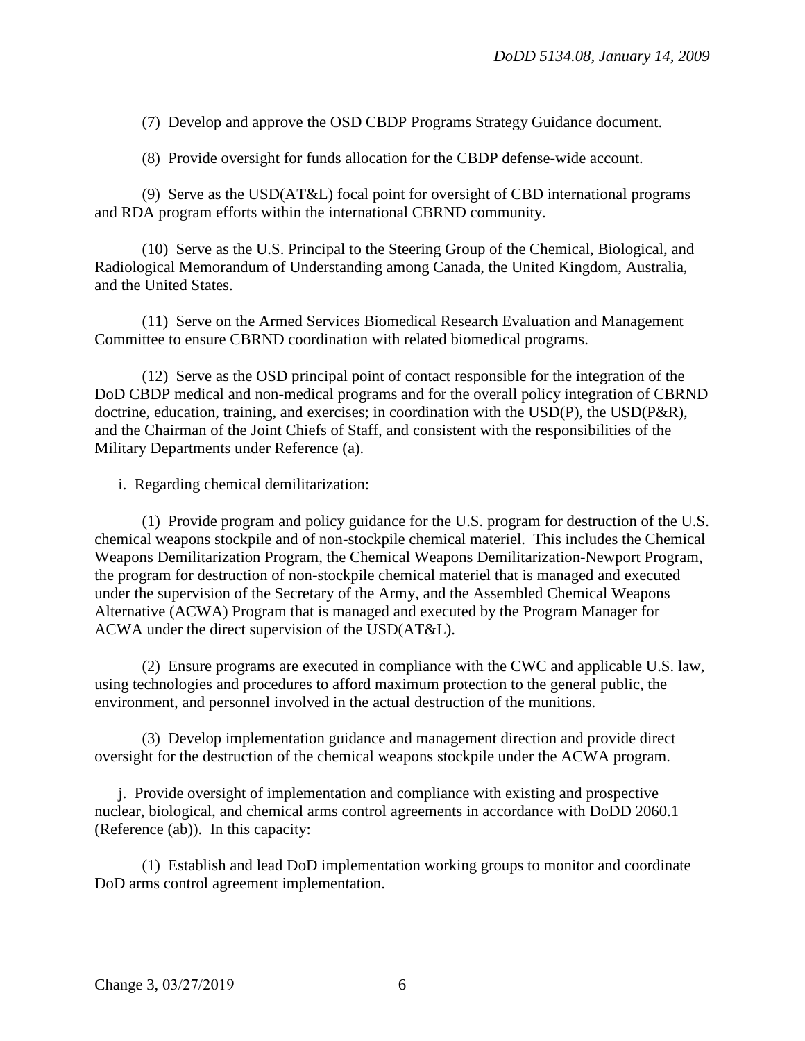(7) Develop and approve the OSD CBDP Programs Strategy Guidance document.

(8) Provide oversight for funds allocation for the CBDP defense-wide account.

(9) Serve as the USD(AT&L) focal point for oversight of CBD international programs and RDA program efforts within the international CBRND community.

(10) Serve as the U.S. Principal to the Steering Group of the Chemical, Biological, and Radiological Memorandum of Understanding among Canada, the United Kingdom, Australia, and the United States.

(11) Serve on the Armed Services Biomedical Research Evaluation and Management Committee to ensure CBRND coordination with related biomedical programs.

(12) Serve as the OSD principal point of contact responsible for the integration of the DoD CBDP medical and non-medical programs and for the overall policy integration of CBRND doctrine, education, training, and exercises; in coordination with the USD(P), the USD(P&R), and the Chairman of the Joint Chiefs of Staff, and consistent with the responsibilities of the Military Departments under Reference (a).

i. Regarding chemical demilitarization:

(1) Provide program and policy guidance for the U.S. program for destruction of the U.S. chemical weapons stockpile and of non-stockpile chemical materiel. This includes the Chemical Weapons Demilitarization Program, the Chemical Weapons Demilitarization-Newport Program, the program for destruction of non-stockpile chemical materiel that is managed and executed under the supervision of the Secretary of the Army, and the Assembled Chemical Weapons Alternative (ACWA) Program that is managed and executed by the Program Manager for ACWA under the direct supervision of the USD(AT&L).

(2) Ensure programs are executed in compliance with the CWC and applicable U.S. law, using technologies and procedures to afford maximum protection to the general public, the environment, and personnel involved in the actual destruction of the munitions.

(3) Develop implementation guidance and management direction and provide direct oversight for the destruction of the chemical weapons stockpile under the ACWA program.

j. Provide oversight of implementation and compliance with existing and prospective nuclear, biological, and chemical arms control agreements in accordance with DoDD 2060.1 (Reference (ab)). In this capacity:

(1) Establish and lead DoD implementation working groups to monitor and coordinate DoD arms control agreement implementation.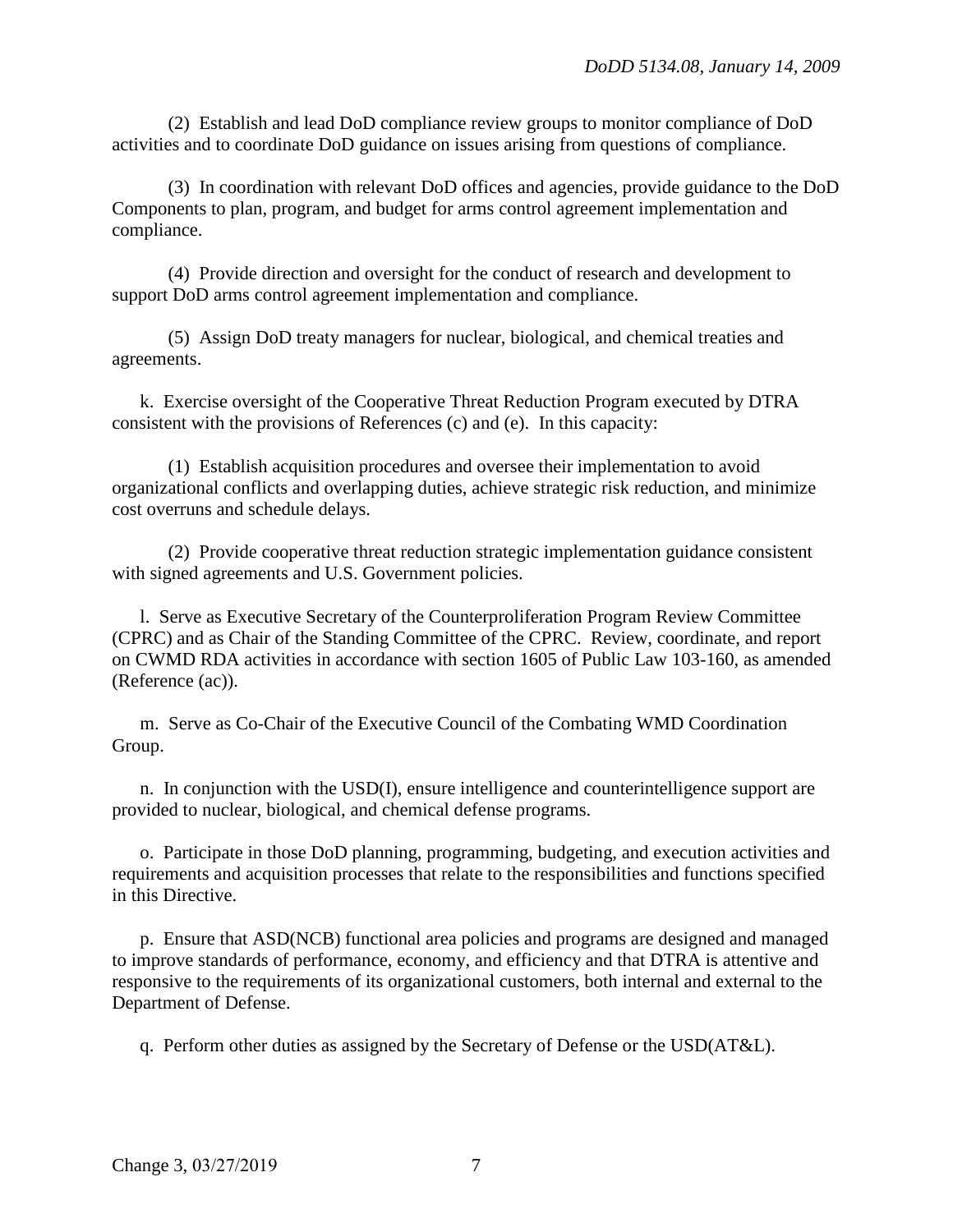(2) Establish and lead DoD compliance review groups to monitor compliance of DoD activities and to coordinate DoD guidance on issues arising from questions of compliance.

(3) In coordination with relevant DoD offices and agencies, provide guidance to the DoD Components to plan, program, and budget for arms control agreement implementation and compliance.

(4) Provide direction and oversight for the conduct of research and development to support DoD arms control agreement implementation and compliance.

(5) Assign DoD treaty managers for nuclear, biological, and chemical treaties and agreements.

k. Exercise oversight of the Cooperative Threat Reduction Program executed by DTRA consistent with the provisions of References (c) and (e). In this capacity:

(1) Establish acquisition procedures and oversee their implementation to avoid organizational conflicts and overlapping duties, achieve strategic risk reduction, and minimize cost overruns and schedule delays.

(2) Provide cooperative threat reduction strategic implementation guidance consistent with signed agreements and U.S. Government policies.

l. Serve as Executive Secretary of the Counterproliferation Program Review Committee (CPRC) and as Chair of the Standing Committee of the CPRC. Review, coordinate, and report on CWMD RDA activities in accordance with section 1605 of Public Law 103-160, as amended (Reference (ac)).

m. Serve as Co-Chair of the Executive Council of the Combating WMD Coordination Group.

n. In conjunction with the USD(I), ensure intelligence and counterintelligence support are provided to nuclear, biological, and chemical defense programs.

o. Participate in those DoD planning, programming, budgeting, and execution activities and requirements and acquisition processes that relate to the responsibilities and functions specified in this Directive.

p. Ensure that ASD(NCB) functional area policies and programs are designed and managed to improve standards of performance, economy, and efficiency and that DTRA is attentive and responsive to the requirements of its organizational customers, both internal and external to the Department of Defense.

q. Perform other duties as assigned by the Secretary of Defense or the USD(AT&L).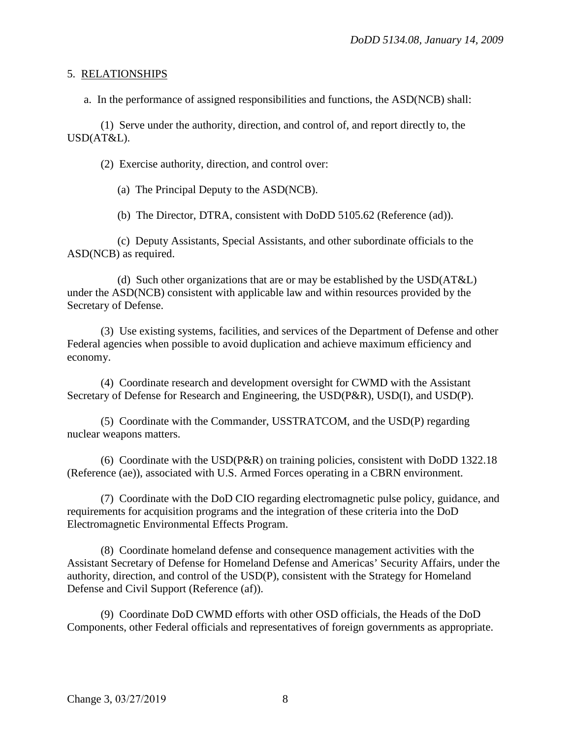5. RELATIONSHIPS

a. In the performance of assigned responsibilities and functions, the ASD(NCB) shall:

(1) Serve under the authority, direction, and control of, and report directly to, the USD(AT&L).

(2) Exercise authority, direction, and control over:

(a) The Principal Deputy to the ASD(NCB).

(b) The Director, DTRA, consistent with DoDD 5105.62 (Reference (ad)).

(c) Deputy Assistants, Special Assistants, and other subordinate officials to the ASD(NCB) as required.

(d) Such other organizations that are or may be established by the USD(AT&L) under the ASD(NCB) consistent with applicable law and within resources provided by the Secretary of Defense.

(3) Use existing systems, facilities, and services of the Department of Defense and other Federal agencies when possible to avoid duplication and achieve maximum efficiency and economy.

(4) Coordinate research and development oversight for CWMD with the Assistant Secretary of Defense for Research and Engineering, the USD(P&R), USD(I), and USD(P).

(5) Coordinate with the Commander, USSTRATCOM, and the USD(P) regarding nuclear weapons matters.

(6) Coordinate with the USD(P&R) on training policies, consistent with DoDD 1322.18 (Reference (ae)), associated with U.S. Armed Forces operating in a CBRN environment.

(7) Coordinate with the DoD CIO regarding electromagnetic pulse policy, guidance, and requirements for acquisition programs and the integration of these criteria into the DoD Electromagnetic Environmental Effects Program.

(8) Coordinate homeland defense and consequence management activities with the Assistant Secretary of Defense for Homeland Defense and Americas' Security Affairs, under the authority, direction, and control of the USD(P), consistent with the Strategy for Homeland Defense and Civil Support (Reference (af)).

(9) Coordinate DoD CWMD efforts with other OSD officials, the Heads of the DoD Components, other Federal officials and representatives of foreign governments as appropriate.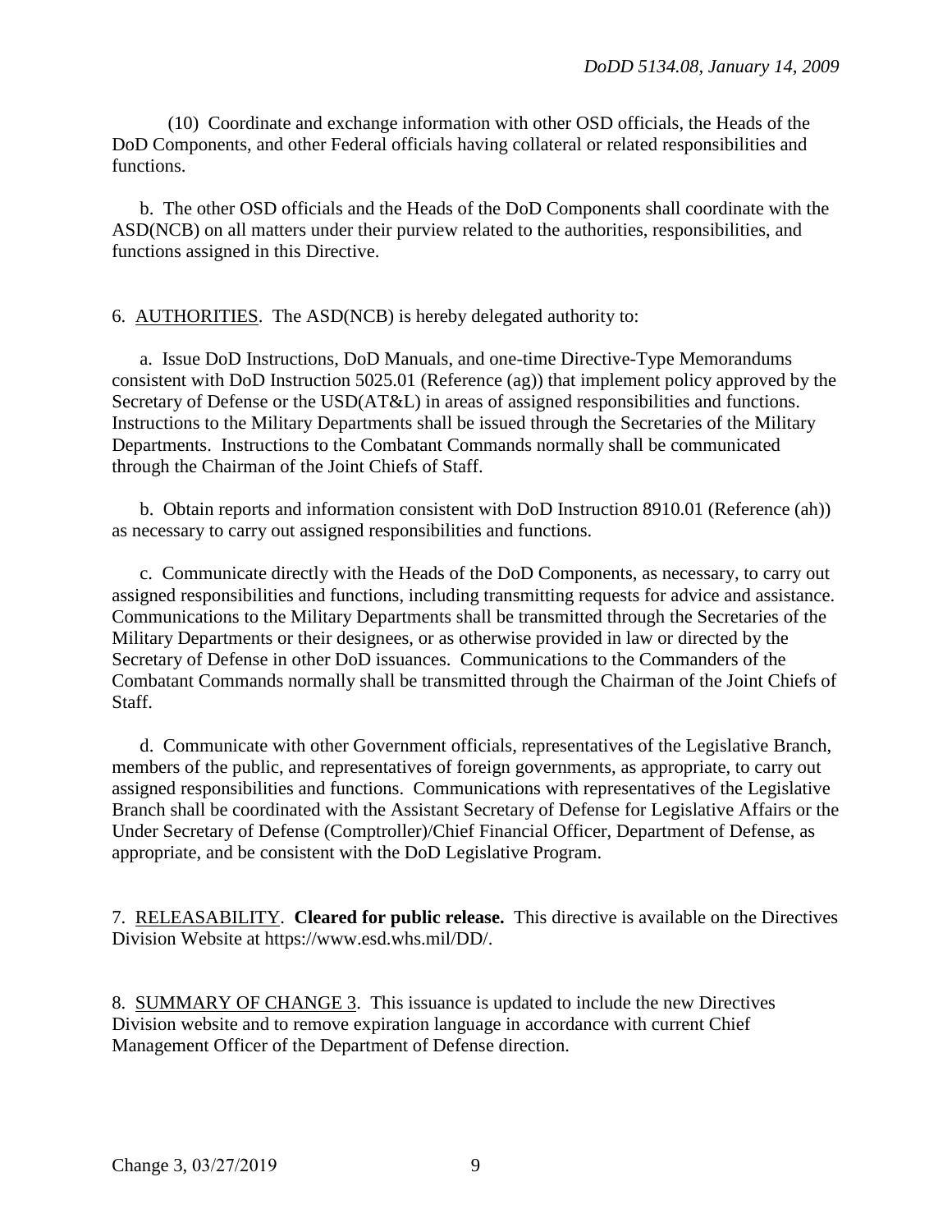(10) Coordinate and exchange information with other OSD officials, the Heads of the DoD Components, and other Federal officials having collateral or related responsibilities and functions.

b. The other OSD officials and the Heads of the DoD Components shall coordinate with the ASD(NCB) on all matters under their purview related to the authorities, responsibilities, and functions assigned in this Directive.

6. <u>AUTHORITIES</u>. The ASD(NCB) is hereby delegated authority to:

a. Issue DoD Instructions, DoD Manuals, and one-time Directive-Type Memorandums consistent with DoD Instruction 5025.01 (Reference (ag)) that implement policy approved by the Secretary of Defense or the USD(AT&L) in areas of assigned responsibilities and functions. Instructions to the Military Departments shall be issued through the Secretaries of the Military Departments. Instructions to the Combatant Commands normally shall be communicated through the Chairman of the Joint Chiefs of Staff.

b. Obtain reports and information consistent with DoD Instruction 8910.01 (Reference (ah)) as necessary to carry out assigned responsibilities and functions.

c. Communicate directly with the Heads of the DoD Components, as necessary, to carry out assigned responsibilities and functions, including transmitting requests for advice and assistance. Communications to the Military Departments shall be transmitted through the Secretaries of the Military Departments or their designees, or as otherwise provided in law or directed by the Secretary of Defense in other DoD issuances. Communications to the Commanders of the Combatant Commands normally shall be transmitted through the Chairman of the Joint Chiefs of Staff.

d. Communicate with other Government officials, representatives of the Legislative Branch, members of the public, and representatives of foreign governments, as appropriate, to carry out assigned responsibilities and functions. Communications with representatives of the Legislative Branch shall be coordinated with the Assistant Secretary of Defense for Legislative Affairs or the Under Secretary of Defense (Comptroller)/Chief Financial Officer, Department of Defense, as appropriate, and be consistent with the DoD Legislative Program.

7. <u>RELEASABILITY</u>. **Cleared for public release.** This directive is available on the Directives Division Website at https://www.esd.whs.mil/DD/.

8. <u>SUMMARY OF CHANGE 3</u>. This issuance is updated to include the new Directives Division website and to remove expiration language in accordance with current Chief Management Officer of the Department of Defense direction.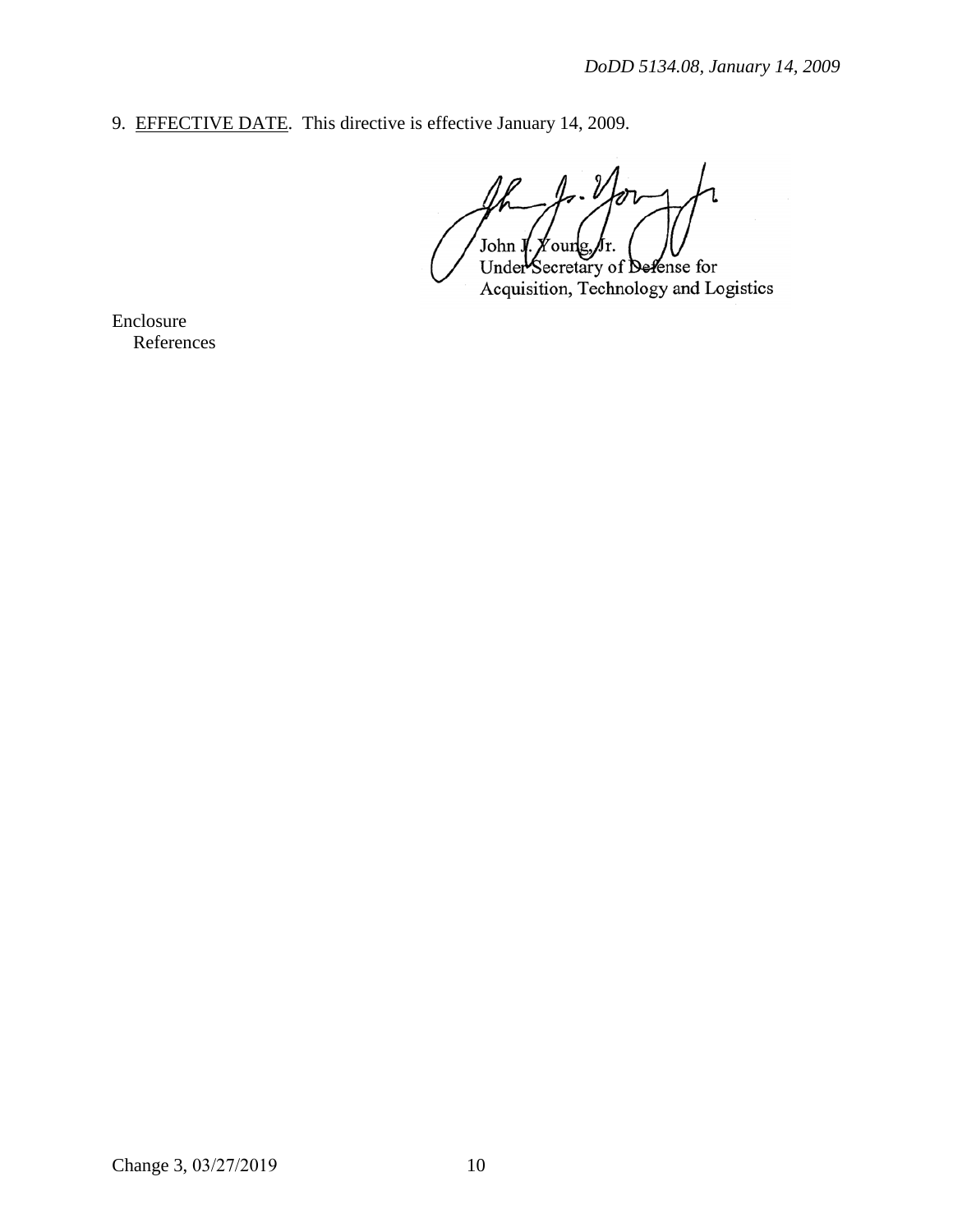9. <u>EFFECTIVE DATE</u>. This directive is effective January 14, 2009.

John J. Young, Jr.
Under Secretary of Defense for
Acquisition, Technology and Logistics

Enclosure
References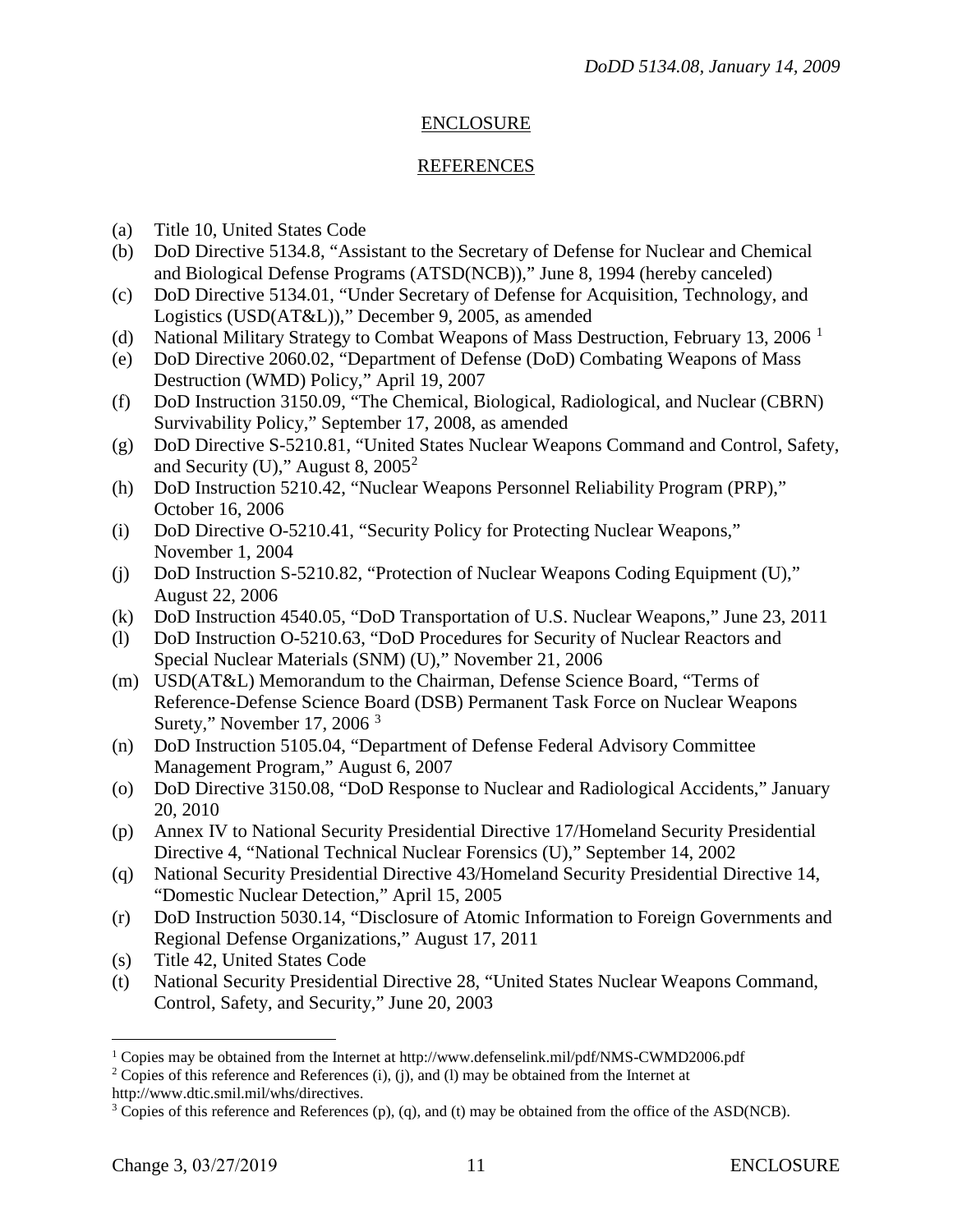## ENCLOSURE

## REFERENCES

(a) Title 10, United States Code
(b) DoD Directive 5134.8, "Assistant to the Secretary of Defense for Nuclear and Chemical and Biological Defense Programs (ATSD(NCB))," June 8, 1994 (hereby canceled)
(c) DoD Directive 5134.01, "Under Secretary of Defense for Acquisition, Technology, and Logistics (USD(AT&L))," December 9, 2005, as amended
(d) National Military Strategy to Combat Weapons of Mass Destruction, February 13, 2006 [1]
(e) DoD Directive 2060.02, "Department of Defense (DoD) Combating Weapons of Mass Destruction (WMD) Policy," April 19, 2007
(f) DoD Instruction 3150.09, "The Chemical, Biological, Radiological, and Nuclear (CBRN) Survivability Policy," September 17, 2008, as amended
(g) DoD Directive S-5210.81, "United States Nuclear Weapons Command and Control, Safety, and Security (U)," August 8, 2005[2]
(h) DoD Instruction 5210.42, "Nuclear Weapons Personnel Reliability Program (PRP)," October 16, 2006
(i) DoD Directive O-5210.41, "Security Policy for Protecting Nuclear Weapons," November 1, 2004
(j) DoD Instruction S-5210.82, "Protection of Nuclear Weapons Coding Equipment (U)," August 22, 2006
(k) DoD Instruction 4540.05, "DoD Transportation of U.S. Nuclear Weapons," June 23, 2011
(l) DoD Instruction O-5210.63, "DoD Procedures for Security of Nuclear Reactors and Special Nuclear Materials (SNM) (U)," November 21, 2006
(m) USD(AT&L) Memorandum to the Chairman, Defense Science Board, "Terms of Reference-Defense Science Board (DSB) Permanent Task Force on Nuclear Weapons Surety," November 17, 2006 [3]
(n) DoD Instruction 5105.04, "Department of Defense Federal Advisory Committee Management Program," August 6, 2007
(o) DoD Directive 3150.08, "DoD Response to Nuclear and Radiological Accidents," January 20, 2010
(p) Annex IV to National Security Presidential Directive 17/Homeland Security Presidential Directive 4, "National Technical Nuclear Forensics (U)," September 14, 2002
(q) National Security Presidential Directive 43/Homeland Security Presidential Directive 14, "Domestic Nuclear Detection," April 15, 2005
(r) DoD Instruction 5030.14, "Disclosure of Atomic Information to Foreign Governments and Regional Defense Organizations," August 17, 2011
(s) Title 42, United States Code
(t) National Security Presidential Directive 28, "United States Nuclear Weapons Command, Control, Safety, and Security," June 20, 2003

---

[1] Copies may be obtained from the Internet at http://www.defenselink.mil/pdf/NMS-CWMD2006.pdf

[2] Copies of this reference and References (i), (j), and (l) may be obtained from the Internet at http://www.dtic.smil.mil/whs/directives.

[3] Copies of this reference and References (p), (q), and (t) may be obtained from the office of the ASD(NCB).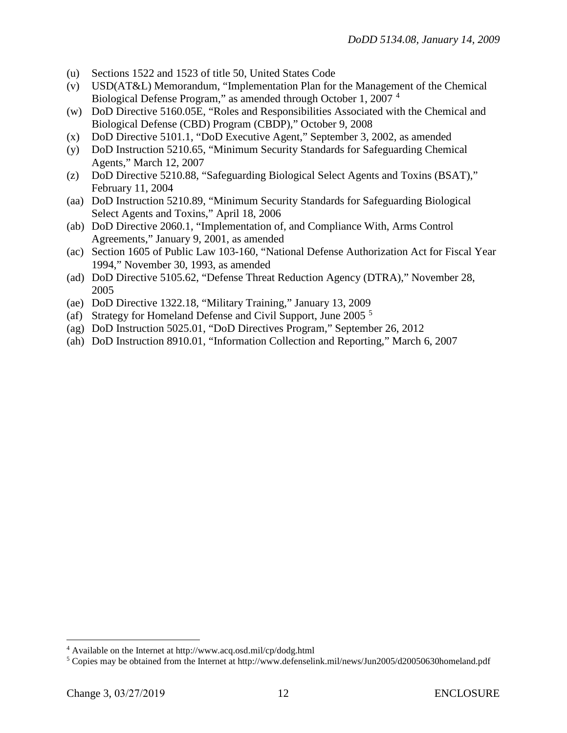(u) Sections 1522 and 1523 of title 50, United States Code

(v) USD(AT&L) Memorandum, "Implementation Plan for the Management of the Chemical Biological Defense Program," as amended through October 1, 2007 [4]

(w) DoD Directive 5160.05E, "Roles and Responsibilities Associated with the Chemical and Biological Defense (CBD) Program (CBDP)," October 9, 2008

(x) DoD Directive 5101.1, "DoD Executive Agent," September 3, 2002, as amended

(y) DoD Instruction 5210.65, "Minimum Security Standards for Safeguarding Chemical Agents," March 12, 2007

(z) DoD Directive 5210.88, "Safeguarding Biological Select Agents and Toxins (BSAT)," February 11, 2004

(aa) DoD Instruction 5210.89, "Minimum Security Standards for Safeguarding Biological Select Agents and Toxins," April 18, 2006

(ab) DoD Directive 2060.1, "Implementation of, and Compliance With, Arms Control Agreements," January 9, 2001, as amended

(ac) Section 1605 of Public Law 103-160, "National Defense Authorization Act for Fiscal Year 1994," November 30, 1993, as amended

(ad) DoD Directive 5105.62, "Defense Threat Reduction Agency (DTRA)," November 28, 2005

(ae) DoD Directive 1322.18, "Military Training," January 13, 2009

(af) Strategy for Homeland Defense and Civil Support, June 2005 [5]

(ag) DoD Instruction 5025.01, "DoD Directives Program," September 26, 2012

(ah) DoD Instruction 8910.01, "Information Collection and Reporting," March 6, 2007

---

[4] Available on the Internet at http://www.acq.osd.mil/cp/dodg.html

[5] Copies may be obtained from the Internet at http://www.defenselink.mil/news/Jun2005/d20050630homeland.pdf